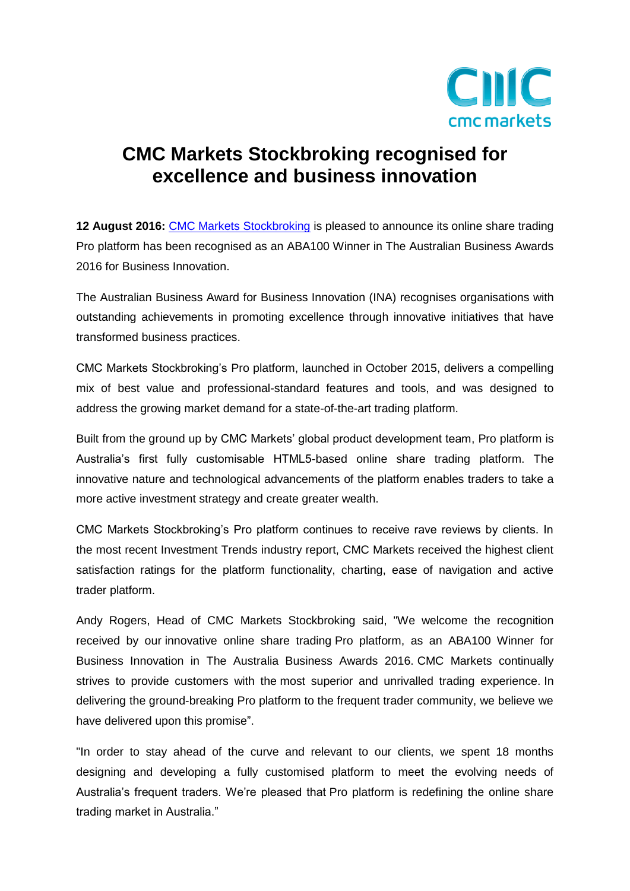# CMC Markets Stockbroking recognised for excellence and business innovation

**12 August 2016:** [CMC Markets Stockbroking](#) is pleased to announce its online share trading Pro platform has been recognised as an ABA100 Winner in The Australian Business Awards 2016 for Business Innovation.

The Australian Business Award for Business Innovation (INA) recognises organisations with outstanding achievements in promoting excellence through innovative initiatives that have transformed business practices.

CMC Markets Stockbroking's Pro platform, launched in October 2015, delivers a compelling mix of best value and professional-standard features and tools, and was designed to address the growing market demand for a state-of-the-art trading platform.

Built from the ground up by CMC Markets' global product development team, Pro platform is Australia's first fully customisable HTML5-based online share trading platform. The innovative nature and technological advancements of the platform enables traders to take a more active investment strategy and create greater wealth.

CMC Markets Stockbroking's Pro platform continues to receive rave reviews by clients. In the most recent Investment Trends industry report, CMC Markets received the highest client satisfaction ratings for the platform functionality, charting, ease of navigation and active trader platform.

Andy Rogers, Head of CMC Markets Stockbroking said, "We welcome the recognition received by our innovative online share trading Pro platform, as an ABA100 Winner for Business Innovation in The Australia Business Awards 2016. CMC Markets continually strives to provide customers with the most superior and unrivalled trading experience. In delivering the ground-breaking Pro platform to the frequent trader community, we believe we have delivered upon this promise".

"In order to stay ahead of the curve and relevant to our clients, we spent 18 months designing and developing a fully customised platform to meet the evolving needs of Australia's frequent traders. We're pleased that Pro platform is redefining the online share trading market in Australia."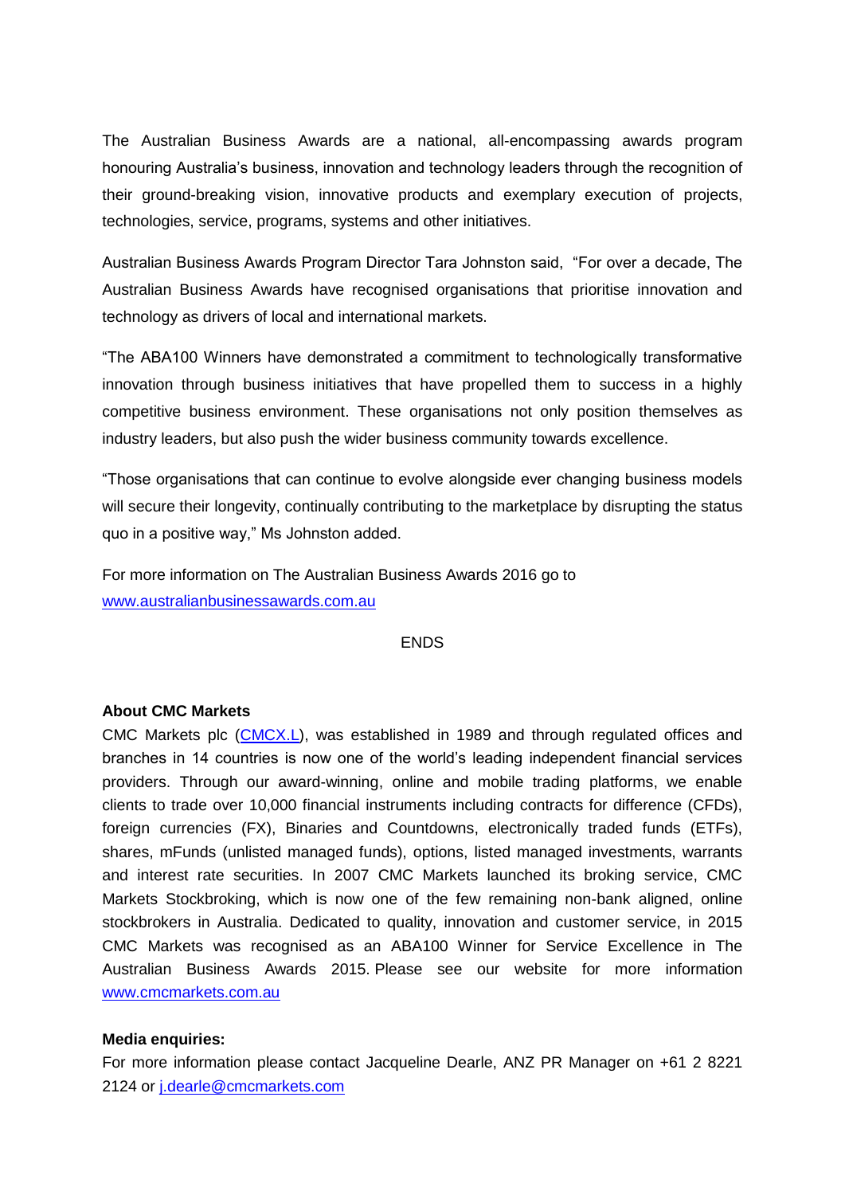The Australian Business Awards are a national, all-encompassing awards program honouring Australia's business, innovation and technology leaders through the recognition of their ground-breaking vision, innovative products and exemplary execution of projects, technologies, service, programs, systems and other initiatives.

Australian Business Awards Program Director Tara Johnston said, "For over a decade, The Australian Business Awards have recognised organisations that prioritise innovation and technology as drivers of local and international markets.

"The ABA100 Winners have demonstrated a commitment to technologically transformative innovation through business initiatives that have propelled them to success in a highly competitive business environment. These organisations not only position themselves as industry leaders, but also push the wider business community towards excellence.

"Those organisations that can continue to evolve alongside ever changing business models will secure their longevity, continually contributing to the marketplace by disrupting the status quo in a positive way," Ms Johnston added.

For more information on The Australian Business Awards 2016 go to [www.australianbusinessawards.com.au](http://www.australianbusinessawards.com.au)

ENDS

**About CMC Markets**

CMC Markets plc ([CMCX.L](CMCX.L)), was established in 1989 and through regulated offices and branches in 14 countries is now one of the world's leading independent financial services providers. Through our award-winning, online and mobile trading platforms, we enable clients to trade over 10,000 financial instruments including contracts for difference (CFDs), foreign currencies (FX), Binaries and Countdowns, electronically traded funds (ETFs), shares, mFunds (unlisted managed funds), options, listed managed investments, warrants and interest rate securities. In 2007 CMC Markets launched its broking service, CMC Markets Stockbroking, which is now one of the few remaining non-bank aligned, online stockbrokers in Australia. Dedicated to quality, innovation and customer service, in 2015 CMC Markets was recognised as an ABA100 Winner for Service Excellence in The Australian Business Awards 2015. Please see our website for more information [www.cmcmarkets.com.au](http://www.cmcmarkets.com.au)

**Media enquiries:**

For more information please contact Jacqueline Dearle, ANZ PR Manager on +61 2 8221 2124 or [j.dearle@cmcmarkets.com](mailto:j.dearle@cmcmarkets.com)